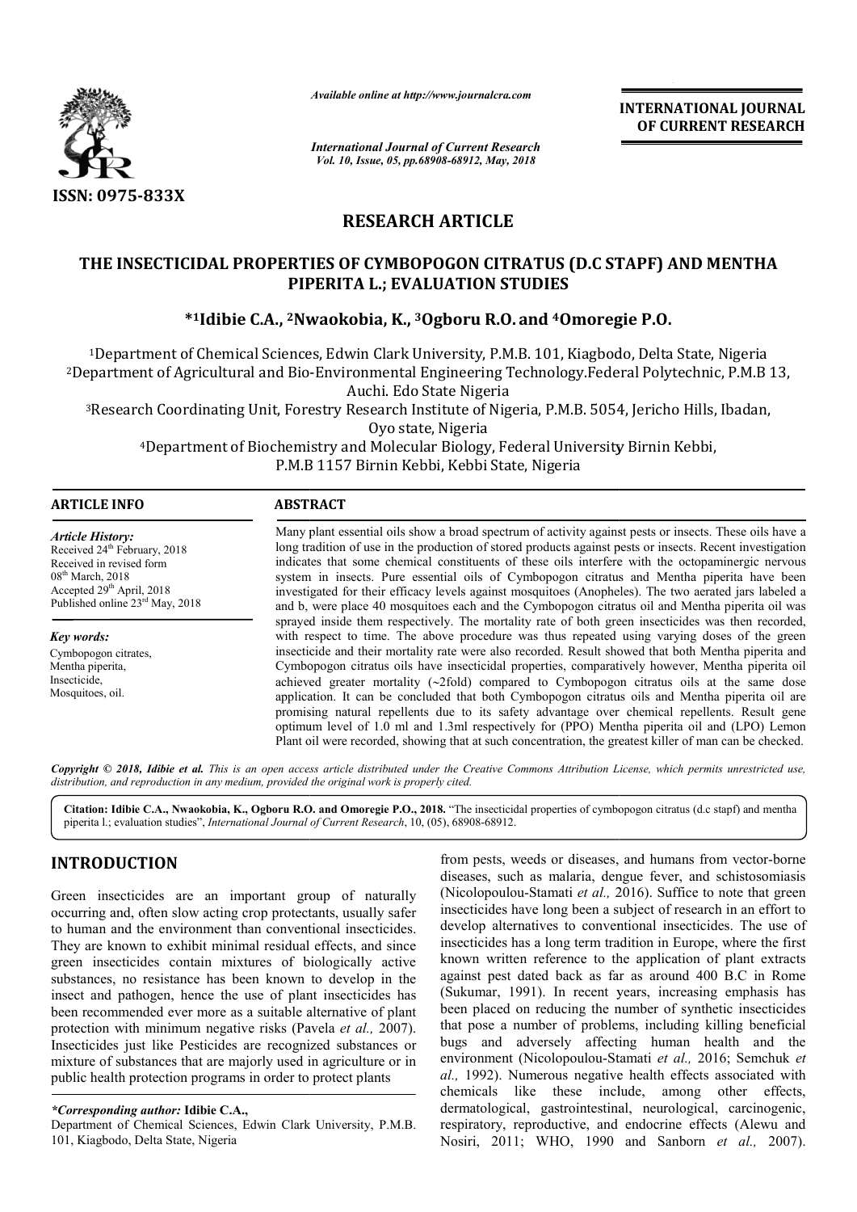ISSN: 0975-833X

*Available online at http://www.journalcra.com*

**INTERNATIONAL JOURNAL OF CURRENT RESEARCH**

# RESEARCH ARTICLE

## THE INSECTICIDAL PROPERTIES OF CYMBOPOGON CITRATUS (D.C STAPF) AND MENTHA PIPERITA L.; EVALUATION STUDIES

**\*[1]Idibie C.A., [2]Nwaokobia, K., [3]Ogboru R.O. and [4]Omoregie P.O.**

[1]Department of Chemical Sciences, Edwin Clark University, P.M.B. 101, Kiagbodo, Delta State, Nigeria

[2]Department of Agricultural and Bio-Environmental Engineering Technology.Federal Polytechnic, P.M.B 13, Auchi. Edo State Nigeria

[3]Research Coordinating Unit, Forestry Research Institute of Nigeria, P.M.B. 5054, Jericho Hills, Ibadan, Oyo state, Nigeria

[4]Department of Biochemistry and Molecular Biology, Federal University Birnin Kebbi, P.M.B 1157 Birnin Kebbi, Kebbi State, Nigeria

### ARTICLE INFO

*Article History:*
Received 24th February, 2018
Received in revised form 08th March, 2018
Accepted 29th April, 2018
Published online 23rd May, 2018

*Key words:*
Cymbopogon citrates,
Mentha piperita,
Insecticide,
Mosquitoes, oil.

### ABSTRACT

Many plant essential oils show a broad spectrum of activity against pests or insects. These oils have a long tradition of use in the production of stored products against pests or insects. Recent investigation indicates that some chemical constituents of these oils interfere with the octopaminergic nervous system in insects. Pure essential oils of Cymbopogon citratus and Mentha piperita have been investigated for their efficacy levels against mosquitoes (Anopheles). The two aerated jars labeled a and b, were place 40 mosquitoes each and the Cymbopogon citratus oil and Mentha piperita oil was sprayed inside them respectively. The mortality rate of both green insecticides was then recorded, with respect to time. The above procedure was thus repeated using varying doses of the green insecticide and their mortality rate were also recorded. Result showed that both Mentha piperita and Cymbopogon citratus oils have insecticidal properties, comparatively however, Mentha piperita oil achieved greater mortality (~2fold) compared to Cymbopogon citratus oils at the same dose application. It can be concluded that both Cymbopogon citratus oils and Mentha piperita oil are promising natural repellents due to its safety advantage over chemical repellents. Result gene optimum level of 1.0 ml and 1.3ml respectively for (PPO) Mentha piperita oil and (LPO) Lemon Plant oil were recorded, showing that at such concentration, the greatest killer of man can be checked.

*Copyright © 2018, Idibie et al. This is an open access article distributed under the Creative Commons Attribution License, which permits unrestricted use, distribution, and reproduction in any medium, provided the original work is properly cited.*

**Citation: Idibie C.A., Nwaokobia, K., Ogboru R.O. and Omoregie P.O., 2018.** "The insecticidal properties of cymbopogon citratus (d.c stapf) and mentha piperita l.; evaluation studies", *International Journal of Current Research*, 10, (05), 68908-68912.

## INTRODUCTION

Green insecticides are an important group of naturally occurring and, often slow acting crop protectants, usually safer to human and the environment than conventional insecticides. They are known to exhibit minimal residual effects, and since green insecticides contain mixtures of biologically active substances, no resistance has been known to develop in the insect and pathogen, hence the use of plant insecticides has been recommended ever more as a suitable alternative of plant protection with minimum negative risks (Pavela *et al.,* 2007). Insecticides just like Pesticides are recognized substances or mixture of substances that are majorly used in agriculture or in public health protection programs in order to protect plants from pests, weeds or diseases, and humans from vector-borne diseases, such as malaria, dengue fever, and schistosomiasis (Nicolopoulou-Stamati *et al.,* 2016). Suffice to note that green insecticides have long been a subject of research in an effort to develop alternatives to conventional insecticides. The use of insecticides has a long term tradition in Europe, where the first known written reference to the application of plant extracts against pest dated back as far as around 400 B.C in Rome (Sukumar, 1991). In recent years, increasing emphasis has been placed on reducing the number of synthetic insecticides that pose a number of problems, including killing beneficial bugs and adversely affecting human health and the environment (Nicolopoulou-Stamati *et al.,* 2016; Semchuk *et al.,* 1992). Numerous negative health effects associated with chemicals like these include, among other effects, dermatological, gastrointestinal, neurological, carcinogenic, respiratory, reproductive, and endocrine effects (Alewu and Nosiri, 2011; WHO, 1990 and Sanborn *et al.,* 2007).

***Corresponding author:* Idibie C.A.,**
Department of Chemical Sciences, Edwin Clark University, P.M.B. 101, Kiagbodo, Delta State, Nigeria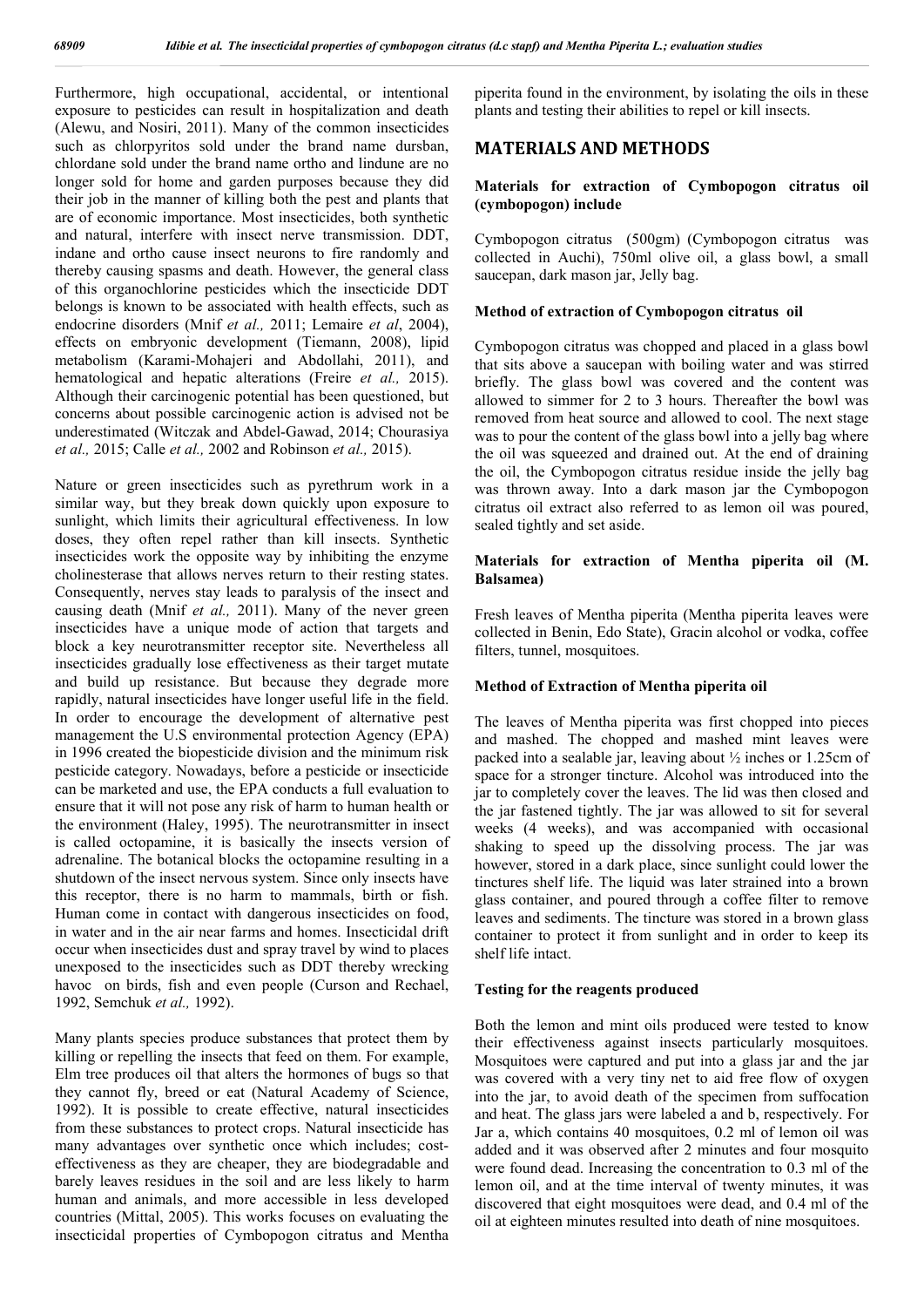Furthermore, high occupational, accidental, or intentional exposure to pesticides can result in hospitalization and death (Alewu, and Nosiri, 2011). Many of the common insecticides such as chlorpyritos sold under the brand name dursban, chlordane sold under the brand name ortho and lindune are no longer sold for home and garden purposes because they did their job in the manner of killing both the pest and plants that are of economic importance. Most insecticides, both synthetic and natural, interfere with insect nerve transmission. DDT, indane and ortho cause insect neurons to fire randomly and thereby causing spasms and death. However, the general class of this organochlorine pesticides which the insecticide DDT belongs is known to be associated with health effects, such as endocrine disorders (Mnif *et al.,* 2011; Lemaire *et al*, 2004), effects on embryonic development (Tiemann, 2008), lipid metabolism (Karami-Mohajeri and Abdollahi, 2011), and hematological and hepatic alterations (Freire *et al.,* 2015). Although their carcinogenic potential has been questioned, but concerns about possible carcinogenic action is advised not be underestimated (Witczak and Abdel-Gawad, 2014; Chourasiya *et al.,* 2015; Calle *et al.,* 2002 and Robinson *et al.,* 2015).

Nature or green insecticides such as pyrethrum work in a similar way, but they break down quickly upon exposure to sunlight, which limits their agricultural effectiveness. In low doses, they often repel rather than kill insects. Synthetic insecticides work the opposite way by inhibiting the enzyme cholinesterase that allows nerves return to their resting states. Consequently, nerves stay leads to paralysis of the insect and causing death (Mnif *et al.,* 2011). Many of the never green insecticides have a unique mode of action that targets and block a key neurotransmitter receptor site. Nevertheless all insecticides gradually lose effectiveness as their target mutate and build up resistance. But because they degrade more rapidly, natural insecticides have longer useful life in the field. In order to encourage the development of alternative pest management the U.S environmental protection Agency (EPA) in 1996 created the biopesticide division and the minimum risk pesticide category. Nowadays, before a pesticide or insecticide can be marketed and use, the EPA conducts a full evaluation to ensure that it will not pose any risk of harm to human health or the environment (Haley, 1995). The neurotransmitter in insect is called octopamine, it is basically the insects version of adrenaline. The botanical blocks the octopamine resulting in a shutdown of the insect nervous system. Since only insects have this receptor, there is no harm to mammals, birth or fish. Human come in contact with dangerous insecticides on food, in water and in the air near farms and homes. Insecticidal drift occur when insecticides dust and spray travel by wind to places unexposed to the insecticides such as DDT thereby wrecking havoc on birds, fish and even people (Curson and Rechael, 1992, Semchuk *et al.,* 1992).

Many plants species produce substances that protect them by killing or repelling the insects that feed on them. For example, Elm tree produces oil that alters the hormones of bugs so that they cannot fly, breed or eat (Natural Academy of Science, 1992). It is possible to create effective, natural insecticides from these substances to protect crops. Natural insecticide has many advantages over synthetic once which includes; cost-effectiveness as they are cheaper, they are biodegradable and barely leaves residues in the soil and are less likely to harm human and animals, and more accessible in less developed countries (Mittal, 2005). This works focuses on evaluating the insecticidal properties of Cymbopogon citratus and Mentha piperita found in the environment, by isolating the oils in these plants and testing their abilities to repel or kill insects.

## MATERIALS AND METHODS

### Materials for extraction of Cymbopogon citratus oil (cymbopogon) include

Cymbopogon citratus (500gm) (Cymbopogon citratus was collected in Auchi), 750ml olive oil, a glass bowl, a small saucepan, dark mason jar, Jelly bag.

### Method of extraction of Cymbopogon citratus oil

Cymbopogon citratus was chopped and placed in a glass bowl that sits above a saucepan with boiling water and was stirred briefly. The glass bowl was covered and the content was allowed to simmer for 2 to 3 hours. Thereafter the bowl was removed from heat source and allowed to cool. The next stage was to pour the content of the glass bowl into a jelly bag where the oil was squeezed and drained out. At the end of draining the oil, the Cymbopogon citratus residue inside the jelly bag was thrown away. Into a dark mason jar the Cymbopogon citratus oil extract also referred to as lemon oil was poured, sealed tightly and set aside.

### Materials for extraction of Mentha piperita oil (M. Balsamea)

Fresh leaves of Mentha piperita (Mentha piperita leaves were collected in Benin, Edo State), Gracin alcohol or vodka, coffee filters, tunnel, mosquitoes.

### Method of Extraction of Mentha piperita oil

The leaves of Mentha piperita was first chopped into pieces and mashed. The chopped and mashed mint leaves were packed into a sealable jar, leaving about ½ inches or 1.25cm of space for a stronger tincture. Alcohol was introduced into the jar to completely cover the leaves. The lid was then closed and the jar fastened tightly. The jar was allowed to sit for several weeks (4 weeks), and was accompanied with occasional shaking to speed up the dissolving process. The jar was however, stored in a dark place, since sunlight could lower the tinctures shelf life. The liquid was later strained into a brown glass container, and poured through a coffee filter to remove leaves and sediments. The tincture was stored in a brown glass container to protect it from sunlight and in order to keep its shelf life intact.

### Testing for the reagents produced

Both the lemon and mint oils produced were tested to know their effectiveness against insects particularly mosquitoes. Mosquitoes were captured and put into a glass jar and the jar was covered with a very tiny net to aid free flow of oxygen into the jar, to avoid death of the specimen from suffocation and heat. The glass jars were labeled a and b, respectively. For Jar a, which contains 40 mosquitoes, 0.2 ml of lemon oil was added and it was observed after 2 minutes and four mosquito were found dead. Increasing the concentration to 0.3 ml of the lemon oil, and at the time interval of twenty minutes, it was discovered that eight mosquitoes were dead, and 0.4 ml of the oil at eighteen minutes resulted into death of nine mosquitoes.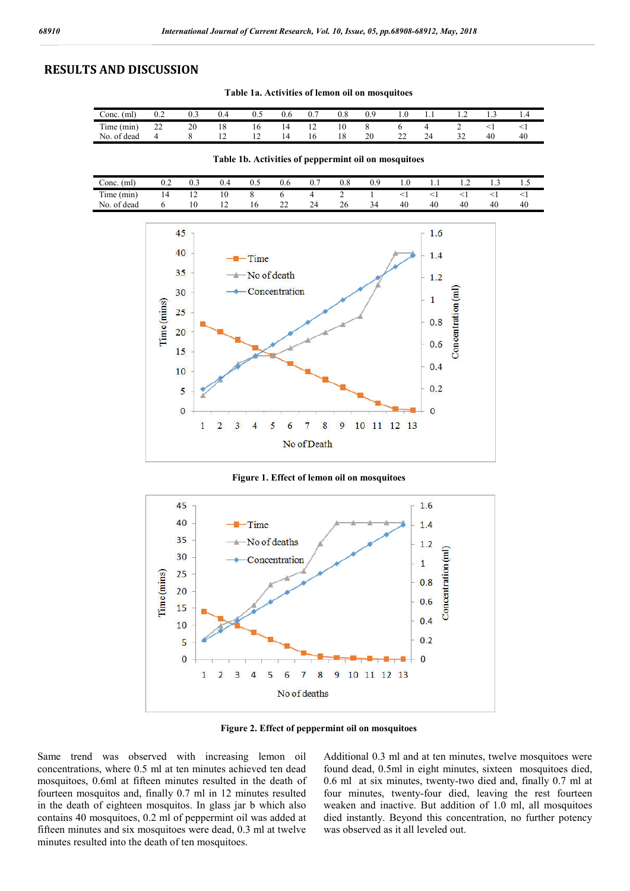## RESULTS AND DISCUSSION

**Table 1a. Activities of lemon oil on mosquitoes**

| Conc. (ml) | 0.2 | 0.3 | 0.4 | 0.5 | 0.6 | 0.7 | 0.8 | 0.9 | 1.0 | 1.1 | 1.2 | 1.3 | 1.4 |
|---|---|---|---|---|---|---|---|---|---|---|---|---|---|
| Time (min) | 22 | 20 | 18 | 16 | 14 | 12 | 10 | 8 | 6 | 4 | 2 | <1 | <1 |
| No. of dead | 4 | 8 | 12 | 12 | 14 | 16 | 18 | 20 | 22 | 24 | 32 | 40 | 40 |

**Table 1b. Activities of peppermint oil on mosquitoes**

| Conc. (ml) | 0.2 | 0.3 | 0.4 | 0.5 | 0.6 | 0.7 | 0.8 | 0.9 | 1.0 | 1.1 | 1.2 | 1.3 | 1.5 |
|---|---|---|---|---|---|---|---|---|---|---|---|---|---|
| Time (min) | 14 | 12 | 10 | 8 | 6 | 4 | 2 | 1 | <1 | <1 | <1 | <1 | <1 |
| No. of dead | 6 | 10 | 12 | 16 | 22 | 24 | 26 | 34 | 40 | 40 | 40 | 40 | 40 |

**Figure 1. Effect of lemon oil on mosquitoes**

**Figure 2. Effect of peppermint oil on mosquitoes**

Same trend was observed with increasing lemon oil concentrations, where 0.5 ml at ten minutes achieved ten dead mosquitoes, 0.6ml at fifteen minutes resulted in the death of fourteen mosquitos and, finally 0.7 ml in 12 minutes resulted in the death of eighteen mosquitos. In glass jar b which also contains 40 mosquitoes, 0.2 ml of peppermint oil was added at fifteen minutes and six mosquitoes were dead, 0.3 ml at twelve minutes resulted into the death of ten mosquitoes. Additional 0.3 ml and at ten minutes, twelve mosquitoes were found dead, 0.5ml in eight minutes, sixteen mosquitoes died, 0.6 ml at six minutes, twenty-two died and, finally 0.7 ml at four minutes, twenty-four died, leaving the rest fourteen weaken and inactive. But addition of 1.0 ml, all mosquitoes died instantly. Beyond this concentration, no further potency was observed as it all leveled out.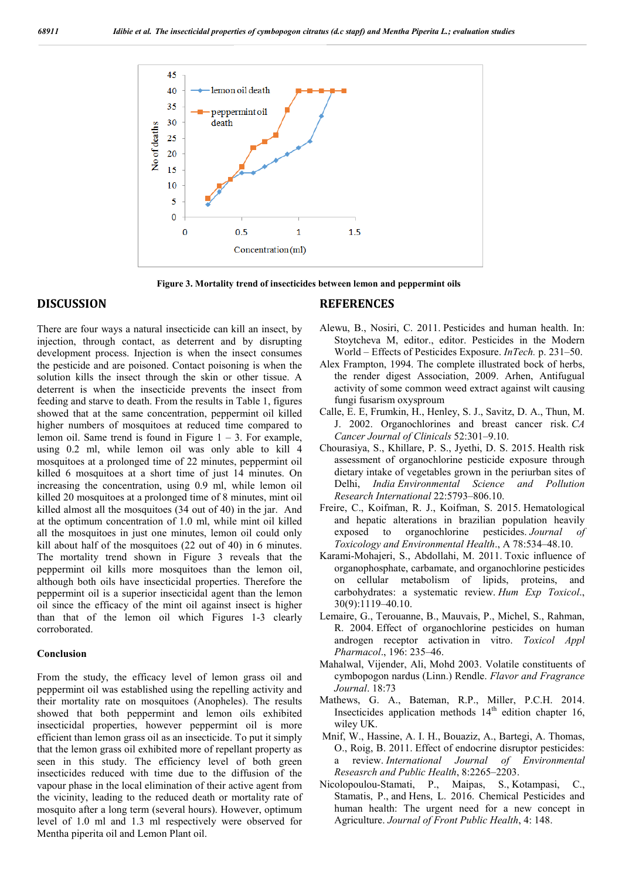Figure 3. Mortality trend of insecticides between lemon and peppermint oils

## DISCUSSION

There are four ways a natural insecticide can kill an insect, by injection, through contact, as deterrent and by disrupting development process. Injection is when the insect consumes the pesticide and are poisoned. Contact poisoning is when the solution kills the insect through the skin or other tissue. A deterrent is when the insecticide prevents the insect from feeding and starve to death. From the results in Table 1, figures showed that at the same concentration, peppermint oil killed higher numbers of mosquitoes at reduced time compared to lemon oil. Same trend is found in Figure 1 – 3. For example, using 0.2 ml, while lemon oil was only able to kill 4 mosquitoes at a prolonged time of 22 minutes, peppermint oil killed 6 mosquitoes at a short time of just 14 minutes. On increasing the concentration, using 0.9 ml, while lemon oil killed 20 mosquitoes at a prolonged time of 8 minutes, mint oil killed almost all the mosquitoes (34 out of 40) in the jar. And at the optimum concentration of 1.0 ml, while mint oil killed all the mosquitoes in just one minutes, lemon oil could only kill about half of the mosquitoes (22 out of 40) in 6 minutes. The mortality trend shown in Figure 3 reveals that the peppermint oil kills more mosquitoes than the lemon oil, although both oils have insecticidal properties. Therefore the peppermint oil is a superior insecticidal agent than the lemon oil since the efficacy of the mint oil against insect is higher than that of the lemon oil which Figures 1-3 clearly corroborated.

### Conclusion

From the study, the efficacy level of lemon grass oil and peppermint oil was established using the repelling activity and their mortality rate on mosquitoes (Anopheles). The results showed that both peppermint and lemon oils exhibited insecticidal properties, however peppermint oil is more efficient than lemon grass oil as an insecticide. To put it simply that the lemon grass oil exhibited more of repellant property as seen in this study. The efficiency level of both green insecticides reduced with time due to the diffusion of the vapour phase in the local elimination of their active agent from the vicinity, leading to the reduced death or mortality rate of mosquito after a long term (several hours). However, optimum level of 1.0 ml and 1.3 ml respectively were observed for Mentha piperita oil and Lemon Plant oil.

## REFERENCES

Alewu, B., Nosiri, C. 2011. Pesticides and human health. In: Stoytcheva M, editor., editor. Pesticides in the Modern World – Effects of Pesticides Exposure. *InTech.* p. 231–50.

Alex Frampton, 1994. The complete illustrated bock of herbs, the render digest Association, 2009. Arhen, Antifugual activity of some common weed extract against wilt causing fungi fusarism oxysproum

Calle, E. E, Frumkin, H., Henley, S. J., Savitz, D. A., Thun, M. J. 2002. Organochlorines and breast cancer risk. *CA Cancer Journal of Clinicals* 52:301–9.10.

Chourasiya, S., Khillare, P. S., Jyethi, D. S. 2015. Health risk assessment of organochlorine pesticide exposure through dietary intake of vegetables grown in the periurban sites of Delhi, *India Environmental Science and Pollution Research International* 22:5793–806.10.

Freire, C., Koifman, R. J., Koifman, S. 2015. Hematological and hepatic alterations in brazilian population heavily exposed to organochlorine pesticides. *Journal of Toxicology and Environmental Health*., A 78:534–48.10.

Karami-Mohajeri, S., Abdollahi, M. 2011. Toxic influence of organophosphate, carbamate, and organochlorine pesticides on cellular metabolism of lipids, proteins, and carbohydrates: a systematic review. *Hum Exp Toxicol*., 30(9):1119–40.10.

Lemaire, G., Terouanne, B., Mauvais, P., Michel, S., Rahman, R. 2004. Effect of organochlorine pesticides on human androgen receptor activation in vitro. *Toxicol Appl Pharmacol*., 196: 235–46.

Mahalwal, Vijender, Ali, Mohd 2003. Volatile constituents of cymbopogon nardus (Linn.) Rendle. *Flavor and Fragrance Journal*. 18:73

Mathews, G. A., Bateman, R.P., Miller, P.C.H. 2014. Insecticides application methods 14th edition chapter 16, wiley UK.

Mnif, W., Hassine, A. I. H., Bouaziz, A., Bartegi, A. Thomas, O., Roig, B. 2011. Effect of endocrine disruptor pesticides: a review. *International Journal of Environmental Reseasrch and Public Health*, 8:2265–2203.

Nicolopoulou-Stamati, P., Maipas, S., Kotampasi, C., Stamatis, P., and Hens, L. 2016. Chemical Pesticides and human health: The urgent need for a new concept in Agriculture. *Journal of Front Public Health*, 4: 148.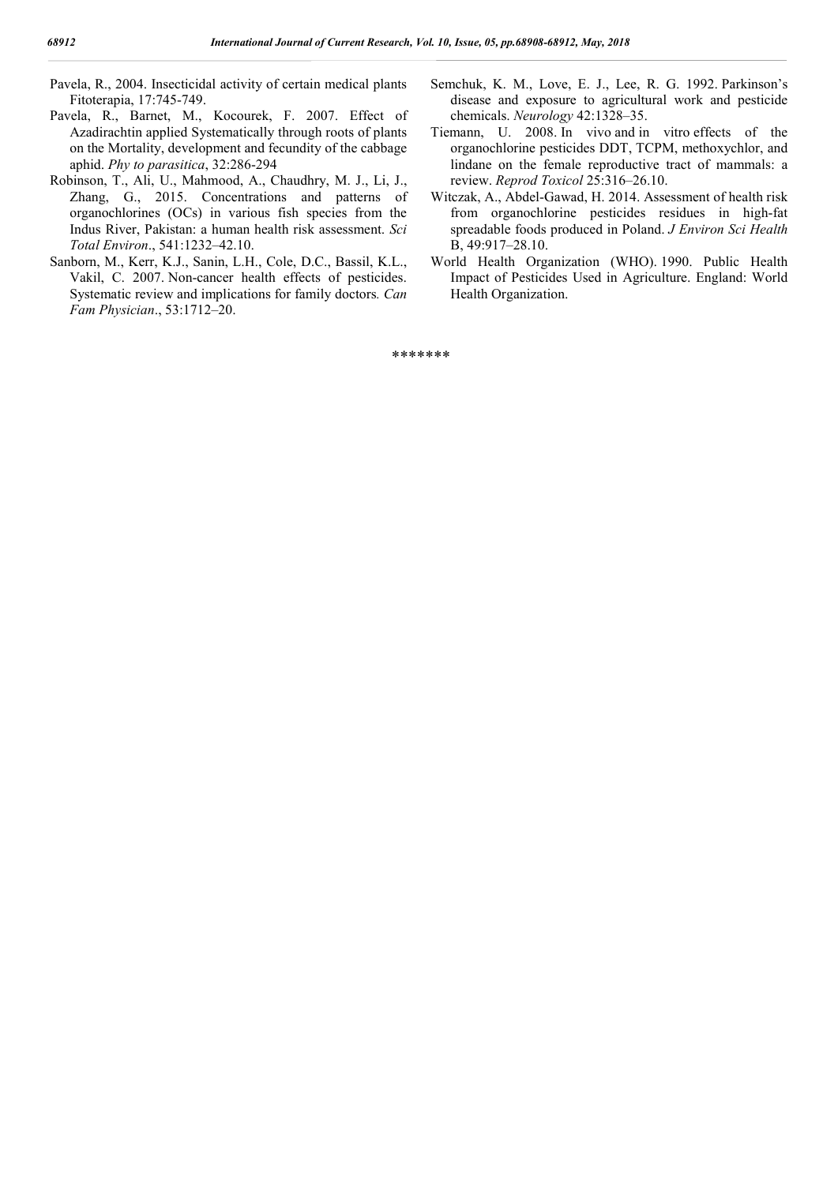Pavela, R., 2004. Insecticidal activity of certain medical plants Fitoterapia, 17:745-749.

Pavela, R., Barnet, M., Kocourek, F. 2007. Effect of Azadirachtin applied Systematically through roots of plants on the Mortality, development and fecundity of the cabbage aphid. *Phy to parasitica*, 32:286-294

Robinson, T., Ali, U., Mahmood, A., Chaudhry, M. J., Li, J., Zhang, G., 2015. Concentrations and patterns of organochlorines (OCs) in various fish species from the Indus River, Pakistan: a human health risk assessment. *Sci Total Environ*., 541:1232–42.10.

Sanborn, M., Kerr, K.J., Sanin, L.H., Cole, D.C., Bassil, K.L., Vakil, C. 2007. Non-cancer health effects of pesticides. Systematic review and implications for family doctors*. Can Fam Physician*., 53:1712–20.

Semchuk, K. M., Love, E. J., Lee, R. G. 1992. Parkinson's disease and exposure to agricultural work and pesticide chemicals. *Neurology* 42:1328–35.

Tiemann, U. 2008. In vivo and in vitro effects of the organochlorine pesticides DDT, TCPM, methoxychlor, and lindane on the female reproductive tract of mammals: a review. *Reprod Toxicol* 25:316–26.10.

Witczak, A., Abdel-Gawad, H. 2014. Assessment of health risk from organochlorine pesticides residues in high-fat spreadable foods produced in Poland. *J Environ Sci Health* B, 49:917–28.10.

World Health Organization (WHO). 1990. Public Health Impact of Pesticides Used in Agriculture. England: World Health Organization.

*******